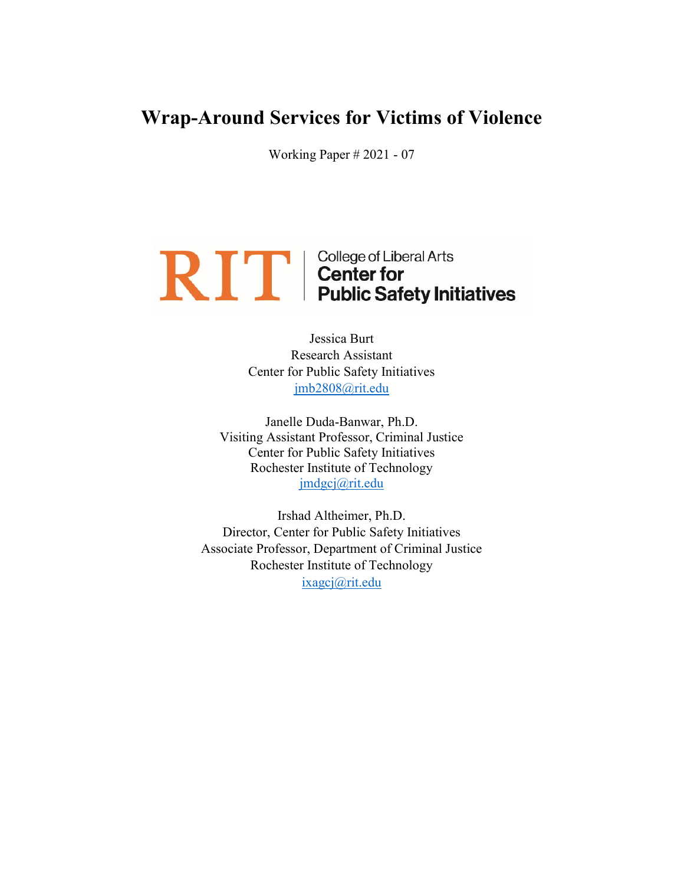# Wrap-Around Services for Victims of Violence

Working Paper # 2021 - 07

RIT | College of Liberal Arts
**Center for Public Safety Initiatives**

Jessica Burt
Research Assistant
Center for Public Safety Initiatives
jmb2808@rit.edu

Janelle Duda-Banwar, Ph.D.
Visiting Assistant Professor, Criminal Justice
Center for Public Safety Initiatives
Rochester Institute of Technology
jmdgcj@rit.edu

Irshad Altheimer, Ph.D.
Director, Center for Public Safety Initiatives
Associate Professor, Department of Criminal Justice
Rochester Institute of Technology
ixagcj@rit.edu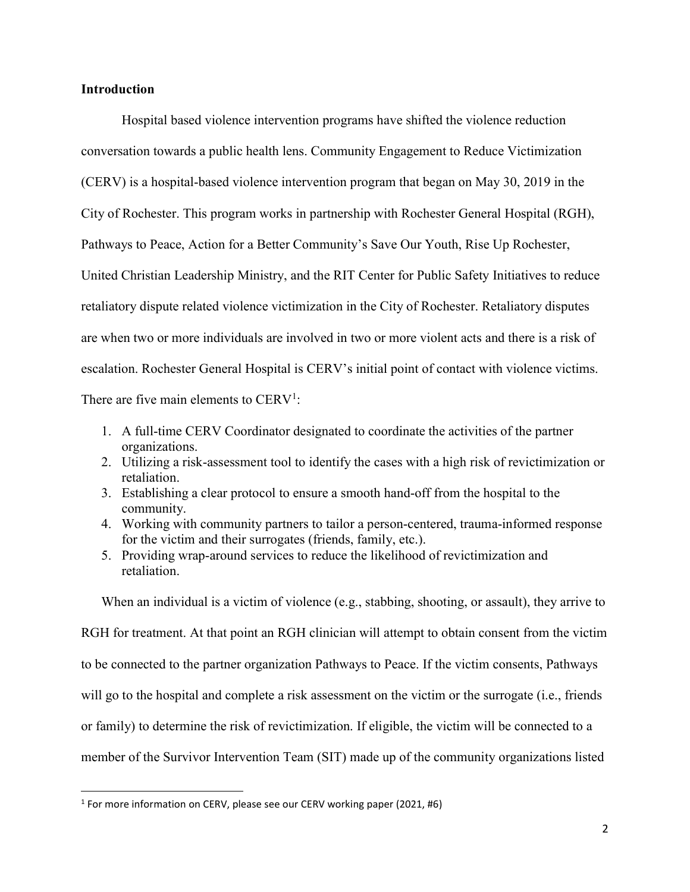**Introduction**

Hospital based violence intervention programs have shifted the violence reduction conversation towards a public health lens. Community Engagement to Reduce Victimization (CERV) is a hospital-based violence intervention program that began on May 30, 2019 in the City of Rochester. This program works in partnership with Rochester General Hospital (RGH), Pathways to Peace, Action for a Better Community's Save Our Youth, Rise Up Rochester, United Christian Leadership Ministry, and the RIT Center for Public Safety Initiatives to reduce retaliatory dispute related violence victimization in the City of Rochester. Retaliatory disputes are when two or more individuals are involved in two or more violent acts and there is a risk of escalation. Rochester General Hospital is CERV's initial point of contact with violence victims. There are five main elements to CERV[1]:

1. A full-time CERV Coordinator designated to coordinate the activities of the partner organizations.
2. Utilizing a risk-assessment tool to identify the cases with a high risk of revictimization or retaliation.
3. Establishing a clear protocol to ensure a smooth hand-off from the hospital to the community.
4. Working with community partners to tailor a person-centered, trauma-informed response for the victim and their surrogates (friends, family, etc.).
5. Providing wrap-around services to reduce the likelihood of revictimization and retaliation.

When an individual is a victim of violence (e.g., stabbing, shooting, or assault), they arrive to RGH for treatment. At that point an RGH clinician will attempt to obtain consent from the victim to be connected to the partner organization Pathways to Peace. If the victim consents, Pathways will go to the hospital and complete a risk assessment on the victim or the surrogate (i.e., friends or family) to determine the risk of revictimization. If eligible, the victim will be connected to a member of the Survivor Intervention Team (SIT) made up of the community organizations listed

[1] For more information on CERV, please see our CERV working paper (2021, #6)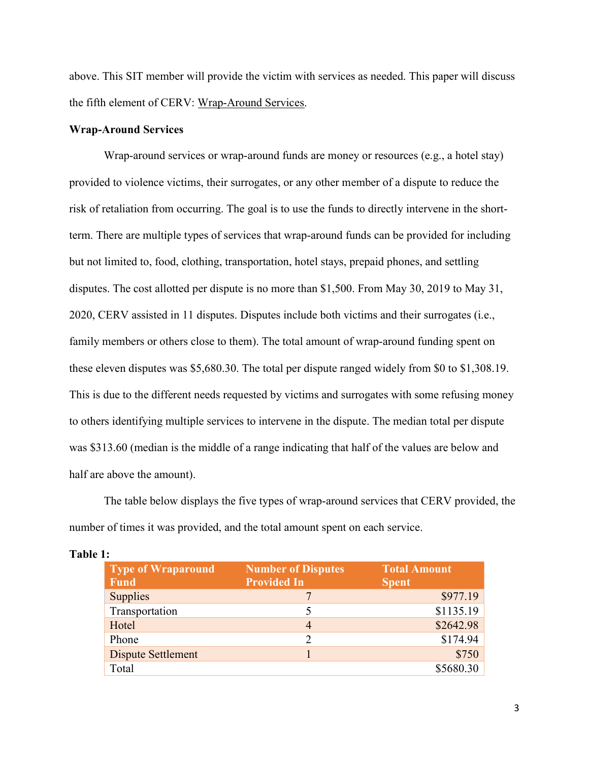above. This SIT member will provide the victim with services as needed. This paper will discuss the fifth element of CERV: Wrap-Around Services.

**Wrap-Around Services**

Wrap-around services or wrap-around funds are money or resources (e.g., a hotel stay) provided to violence victims, their surrogates, or any other member of a dispute to reduce the risk of retaliation from occurring. The goal is to use the funds to directly intervene in the short-term. There are multiple types of services that wrap-around funds can be provided for including but not limited to, food, clothing, transportation, hotel stays, prepaid phones, and settling disputes. The cost allotted per dispute is no more than $1,500. From May 30, 2019 to May 31, 2020, CERV assisted in 11 disputes. Disputes include both victims and their surrogates (i.e., family members or others close to them). The total amount of wrap-around funding spent on these eleven disputes was $5,680.30. The total per dispute ranged widely from $0 to $1,308.19. This is due to the different needs requested by victims and surrogates with some refusing money to others identifying multiple services to intervene in the dispute. The median total per dispute was $313.60 (median is the middle of a range indicating that half of the values are below and half are above the amount).

The table below displays the five types of wrap-around services that CERV provided, the number of times it was provided, and the total amount spent on each service.

**Table 1:**

| Type of Wraparound Fund | Number of Disputes Provided In | Total Amount Spent |
|---|---|---|
| Supplies | 7 | $977.19 |
| Transportation | 5 | $1135.19 |
| Hotel | 4 | $2642.98 |
| Phone | 2 | $174.94 |
| Dispute Settlement | 1 | $750 |
| Total | | $5680.30 |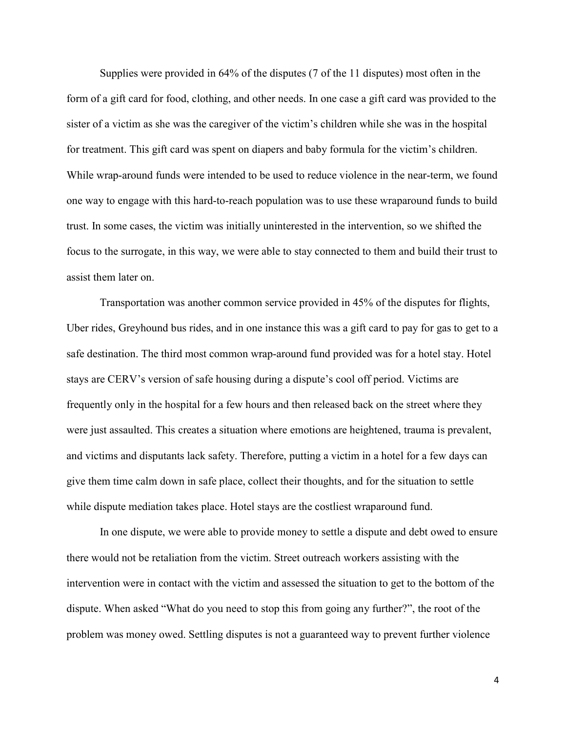Supplies were provided in 64% of the disputes (7 of the 11 disputes) most often in the form of a gift card for food, clothing, and other needs. In one case a gift card was provided to the sister of a victim as she was the caregiver of the victim's children while she was in the hospital for treatment. This gift card was spent on diapers and baby formula for the victim's children. While wrap-around funds were intended to be used to reduce violence in the near-term, we found one way to engage with this hard-to-reach population was to use these wraparound funds to build trust. In some cases, the victim was initially uninterested in the intervention, so we shifted the focus to the surrogate, in this way, we were able to stay connected to them and build their trust to assist them later on.

Transportation was another common service provided in 45% of the disputes for flights, Uber rides, Greyhound bus rides, and in one instance this was a gift card to pay for gas to get to a safe destination. The third most common wrap-around fund provided was for a hotel stay. Hotel stays are CERV's version of safe housing during a dispute's cool off period. Victims are frequently only in the hospital for a few hours and then released back on the street where they were just assaulted. This creates a situation where emotions are heightened, trauma is prevalent, and victims and disputants lack safety. Therefore, putting a victim in a hotel for a few days can give them time calm down in safe place, collect their thoughts, and for the situation to settle while dispute mediation takes place. Hotel stays are the costliest wraparound fund.

In one dispute, we were able to provide money to settle a dispute and debt owed to ensure there would not be retaliation from the victim. Street outreach workers assisting with the intervention were in contact with the victim and assessed the situation to get to the bottom of the dispute. When asked "What do you need to stop this from going any further?", the root of the problem was money owed. Settling disputes is not a guaranteed way to prevent further violence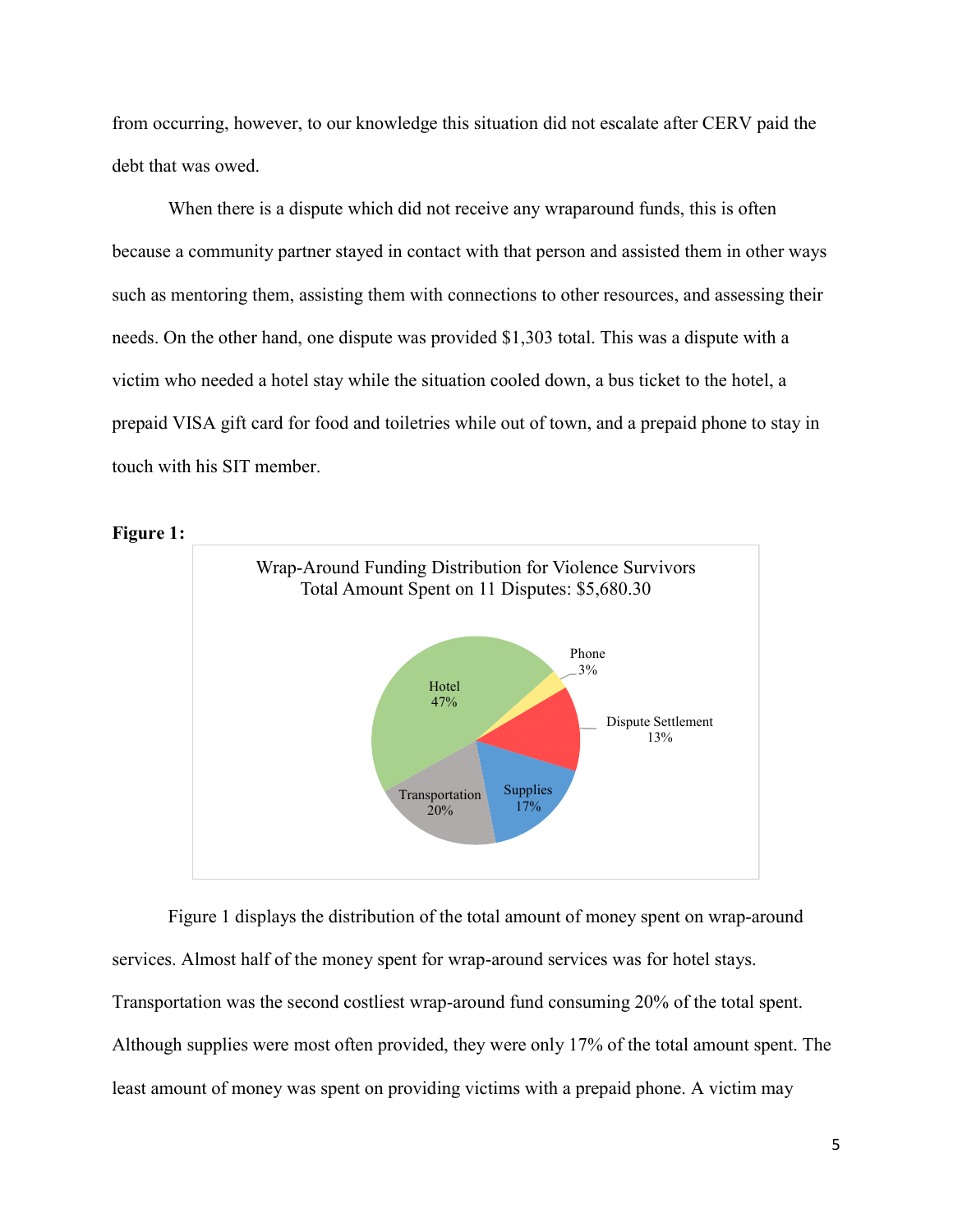from occurring, however, to our knowledge this situation did not escalate after CERV paid the debt that was owed.

When there is a dispute which did not receive any wraparound funds, this is often because a community partner stayed in contact with that person and assisted them in other ways such as mentoring them, assisting them with connections to other resources, and assessing their needs. On the other hand, one dispute was provided $1,303 total. This was a dispute with a victim who needed a hotel stay while the situation cooled down, a bus ticket to the hotel, a prepaid VISA gift card for food and toiletries while out of town, and a prepaid phone to stay in touch with his SIT member.

**Figure 1:**

Wrap-Around Funding Distribution for Violence Survivors
Total Amount Spent on 11 Disputes: $5,680.30

| Category | Percentage |
| --- | --- |
| Hotel | 47% |
| Transportation | 20% |
| Supplies | 17% |
| Dispute Settlement | 13% |
| Phone | 3% |

Figure 1 displays the distribution of the total amount of money spent on wrap-around services. Almost half of the money spent for wrap-around services was for hotel stays. Transportation was the second costliest wrap-around fund consuming 20% of the total spent. Although supplies were most often provided, they were only 17% of the total amount spent. The least amount of money was spent on providing victims with a prepaid phone. A victim may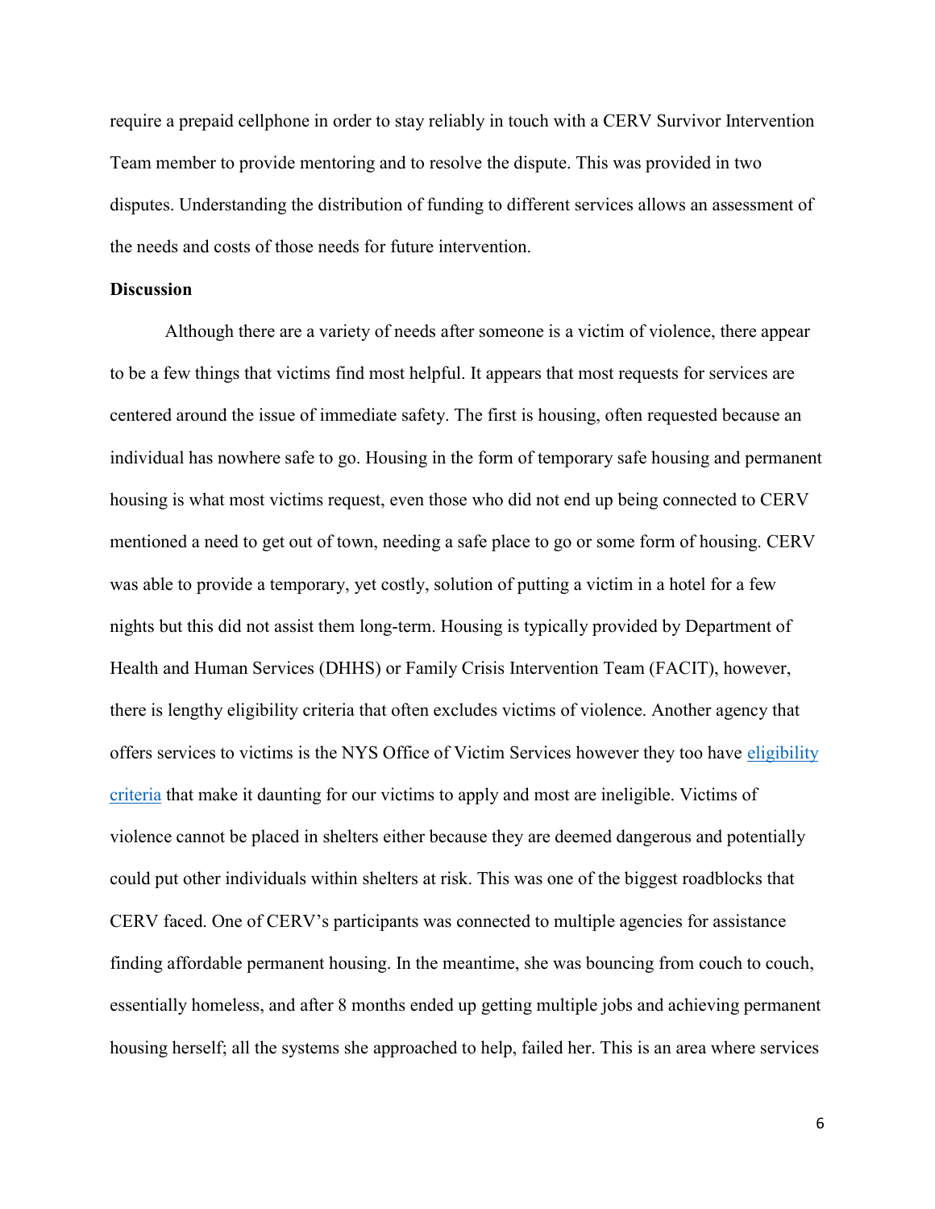require a prepaid cellphone in order to stay reliably in touch with a CERV Survivor Intervention Team member to provide mentoring and to resolve the dispute. This was provided in two disputes. Understanding the distribution of funding to different services allows an assessment of the needs and costs of those needs for future intervention.

**Discussion**

Although there are a variety of needs after someone is a victim of violence, there appear to be a few things that victims find most helpful. It appears that most requests for services are centered around the issue of immediate safety. The first is housing, often requested because an individual has nowhere safe to go. Housing in the form of temporary safe housing and permanent housing is what most victims request, even those who did not end up being connected to CERV mentioned a need to get out of town, needing a safe place to go or some form of housing. CERV was able to provide a temporary, yet costly, solution of putting a victim in a hotel for a few nights but this did not assist them long-term. Housing is typically provided by Department of Health and Human Services (DHHS) or Family Crisis Intervention Team (FACIT), however, there is lengthy eligibility criteria that often excludes victims of violence. Another agency that offers services to victims is the NYS Office of Victim Services however they too have eligibility criteria that make it daunting for our victims to apply and most are ineligible. Victims of violence cannot be placed in shelters either because they are deemed dangerous and potentially could put other individuals within shelters at risk. This was one of the biggest roadblocks that CERV faced. One of CERV's participants was connected to multiple agencies for assistance finding affordable permanent housing. In the meantime, she was bouncing from couch to couch, essentially homeless, and after 8 months ended up getting multiple jobs and achieving permanent housing herself; all the systems she approached to help, failed her. This is an area where services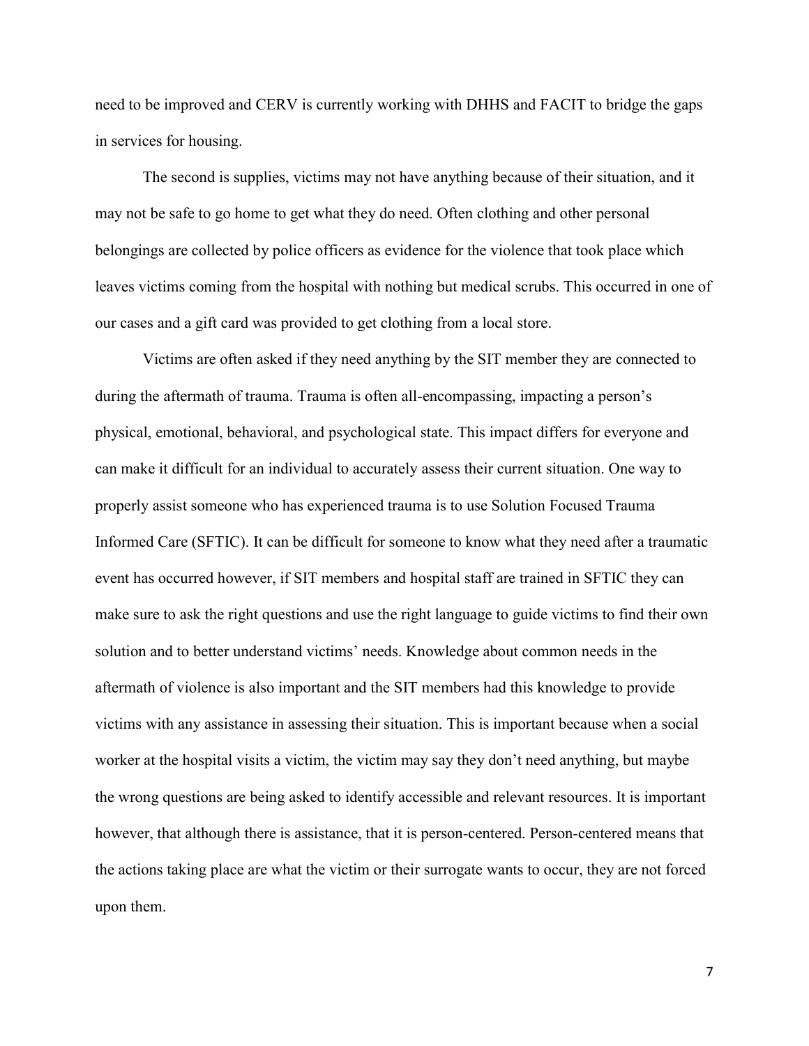need to be improved and CERV is currently working with DHHS and FACIT to bridge the gaps in services for housing.

The second is supplies, victims may not have anything because of their situation, and it may not be safe to go home to get what they do need. Often clothing and other personal belongings are collected by police officers as evidence for the violence that took place which leaves victims coming from the hospital with nothing but medical scrubs. This occurred in one of our cases and a gift card was provided to get clothing from a local store.

Victims are often asked if they need anything by the SIT member they are connected to during the aftermath of trauma. Trauma is often all-encompassing, impacting a person's physical, emotional, behavioral, and psychological state. This impact differs for everyone and can make it difficult for an individual to accurately assess their current situation. One way to properly assist someone who has experienced trauma is to use Solution Focused Trauma Informed Care (SFTIC). It can be difficult for someone to know what they need after a traumatic event has occurred however, if SIT members and hospital staff are trained in SFTIC they can make sure to ask the right questions and use the right language to guide victims to find their own solution and to better understand victims' needs. Knowledge about common needs in the aftermath of violence is also important and the SIT members had this knowledge to provide victims with any assistance in assessing their situation. This is important because when a social worker at the hospital visits a victim, the victim may say they don't need anything, but maybe the wrong questions are being asked to identify accessible and relevant resources. It is important however, that although there is assistance, that it is person-centered. Person-centered means that the actions taking place are what the victim or their surrogate wants to occur, they are not forced upon them.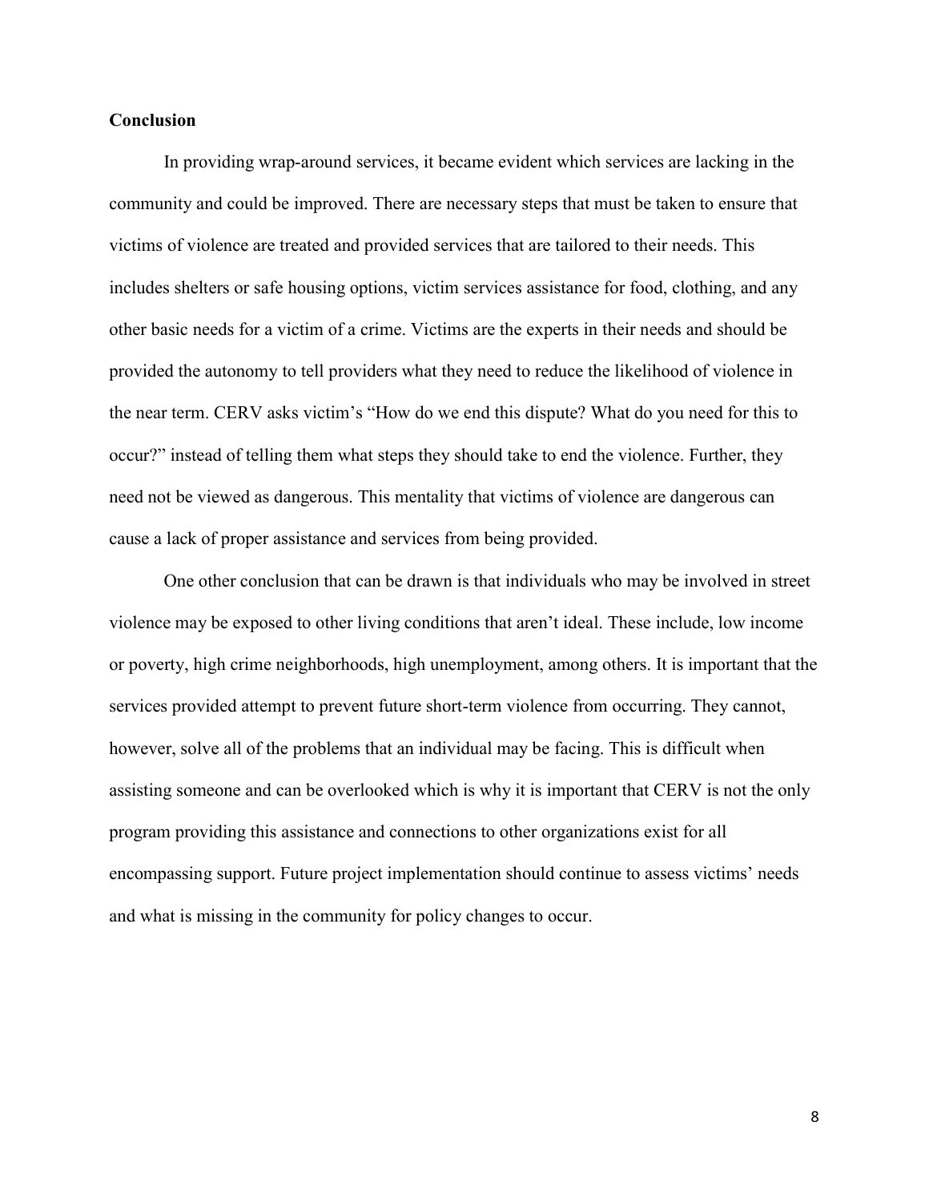## Conclusion

In providing wrap-around services, it became evident which services are lacking in the community and could be improved. There are necessary steps that must be taken to ensure that victims of violence are treated and provided services that are tailored to their needs. This includes shelters or safe housing options, victim services assistance for food, clothing, and any other basic needs for a victim of a crime. Victims are the experts in their needs and should be provided the autonomy to tell providers what they need to reduce the likelihood of violence in the near term. CERV asks victim's "How do we end this dispute? What do you need for this to occur?" instead of telling them what steps they should take to end the violence. Further, they need not be viewed as dangerous. This mentality that victims of violence are dangerous can cause a lack of proper assistance and services from being provided.

One other conclusion that can be drawn is that individuals who may be involved in street violence may be exposed to other living conditions that aren't ideal. These include, low income or poverty, high crime neighborhoods, high unemployment, among others. It is important that the services provided attempt to prevent future short-term violence from occurring. They cannot, however, solve all of the problems that an individual may be facing. This is difficult when assisting someone and can be overlooked which is why it is important that CERV is not the only program providing this assistance and connections to other organizations exist for all encompassing support. Future project implementation should continue to assess victims' needs and what is missing in the community for policy changes to occur.